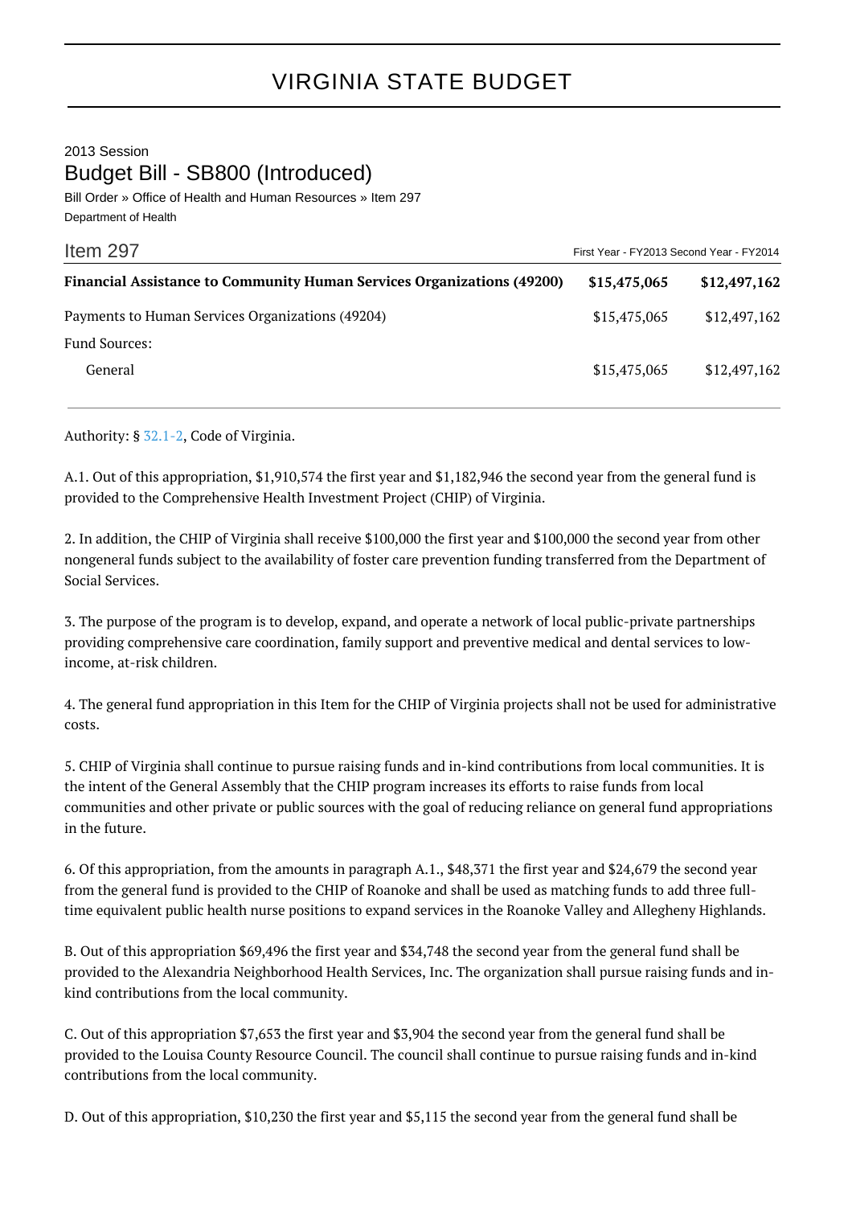# VIRGINIA STATE BUDGET

2013 Session

## Budget Bill - SB800 (Introduced)

Bill Order » Office of Health and Human Resources » Item 297

Department of Health

| Item 297 | First Year - FY2013 | Second Year - FY2014 |
|---|---|---|
| **Financial Assistance to Community Human Services Organizations (49200)** | **$15,475,065** | **$12,497,162** |
| Payments to Human Services Organizations (49204) | $15,475,065 | $12,497,162 |
| Fund Sources: | | |
| General | $15,475,065 | $12,497,162 |

Authority: § 32.1-2, Code of Virginia.

A.1. Out of this appropriation, $1,910,574 the first year and $1,182,946 the second year from the general fund is provided to the Comprehensive Health Investment Project (CHIP) of Virginia.

2. In addition, the CHIP of Virginia shall receive $100,000 the first year and $100,000 the second year from other nongeneral funds subject to the availability of foster care prevention funding transferred from the Department of Social Services.

3. The purpose of the program is to develop, expand, and operate a network of local public-private partnerships providing comprehensive care coordination, family support and preventive medical and dental services to low-income, at-risk children.

4. The general fund appropriation in this Item for the CHIP of Virginia projects shall not be used for administrative costs.

5. CHIP of Virginia shall continue to pursue raising funds and in-kind contributions from local communities. It is the intent of the General Assembly that the CHIP program increases its efforts to raise funds from local communities and other private or public sources with the goal of reducing reliance on general fund appropriations in the future.

6. Of this appropriation, from the amounts in paragraph A.1., $48,371 the first year and $24,679 the second year from the general fund is provided to the CHIP of Roanoke and shall be used as matching funds to add three full-time equivalent public health nurse positions to expand services in the Roanoke Valley and Allegheny Highlands.

B. Out of this appropriation $69,496 the first year and $34,748 the second year from the general fund shall be provided to the Alexandria Neighborhood Health Services, Inc. The organization shall pursue raising funds and in-kind contributions from the local community.

C. Out of this appropriation $7,653 the first year and $3,904 the second year from the general fund shall be provided to the Louisa County Resource Council. The council shall continue to pursue raising funds and in-kind contributions from the local community.

D. Out of this appropriation, $10,230 the first year and $5,115 the second year from the general fund shall be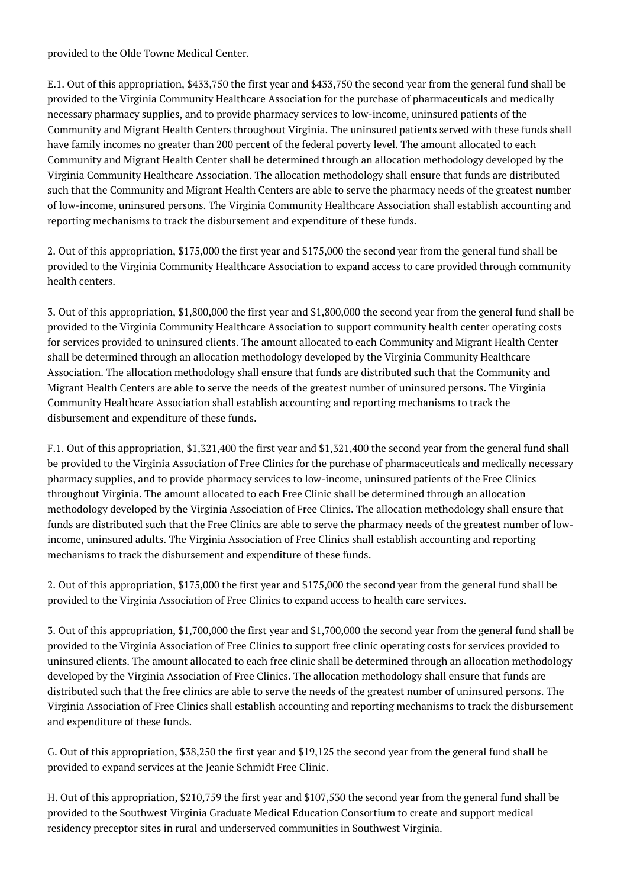provided to the Olde Towne Medical Center.

E.1. Out of this appropriation, $433,750 the first year and $433,750 the second year from the general fund shall be provided to the Virginia Community Healthcare Association for the purchase of pharmaceuticals and medically necessary pharmacy supplies, and to provide pharmacy services to low-income, uninsured patients of the Community and Migrant Health Centers throughout Virginia. The uninsured patients served with these funds shall have family incomes no greater than 200 percent of the federal poverty level. The amount allocated to each Community and Migrant Health Center shall be determined through an allocation methodology developed by the Virginia Community Healthcare Association. The allocation methodology shall ensure that funds are distributed such that the Community and Migrant Health Centers are able to serve the pharmacy needs of the greatest number of low-income, uninsured persons. The Virginia Community Healthcare Association shall establish accounting and reporting mechanisms to track the disbursement and expenditure of these funds.

2. Out of this appropriation, $175,000 the first year and $175,000 the second year from the general fund shall be provided to the Virginia Community Healthcare Association to expand access to care provided through community health centers.

3. Out of this appropriation, $1,800,000 the first year and $1,800,000 the second year from the general fund shall be provided to the Virginia Community Healthcare Association to support community health center operating costs for services provided to uninsured clients. The amount allocated to each Community and Migrant Health Center shall be determined through an allocation methodology developed by the Virginia Community Healthcare Association. The allocation methodology shall ensure that funds are distributed such that the Community and Migrant Health Centers are able to serve the needs of the greatest number of uninsured persons. The Virginia Community Healthcare Association shall establish accounting and reporting mechanisms to track the disbursement and expenditure of these funds.

F.1. Out of this appropriation, $1,321,400 the first year and $1,321,400 the second year from the general fund shall be provided to the Virginia Association of Free Clinics for the purchase of pharmaceuticals and medically necessary pharmacy supplies, and to provide pharmacy services to low-income, uninsured patients of the Free Clinics throughout Virginia. The amount allocated to each Free Clinic shall be determined through an allocation methodology developed by the Virginia Association of Free Clinics. The allocation methodology shall ensure that funds are distributed such that the Free Clinics are able to serve the pharmacy needs of the greatest number of low-income, uninsured adults. The Virginia Association of Free Clinics shall establish accounting and reporting mechanisms to track the disbursement and expenditure of these funds.

2. Out of this appropriation, $175,000 the first year and $175,000 the second year from the general fund shall be provided to the Virginia Association of Free Clinics to expand access to health care services.

3. Out of this appropriation, $1,700,000 the first year and $1,700,000 the second year from the general fund shall be provided to the Virginia Association of Free Clinics to support free clinic operating costs for services provided to uninsured clients. The amount allocated to each free clinic shall be determined through an allocation methodology developed by the Virginia Association of Free Clinics. The allocation methodology shall ensure that funds are distributed such that the free clinics are able to serve the needs of the greatest number of uninsured persons. The Virginia Association of Free Clinics shall establish accounting and reporting mechanisms to track the disbursement and expenditure of these funds.

G. Out of this appropriation, $38,250 the first year and $19,125 the second year from the general fund shall be provided to expand services at the Jeanie Schmidt Free Clinic.

H. Out of this appropriation, $210,759 the first year and $107,530 the second year from the general fund shall be provided to the Southwest Virginia Graduate Medical Education Consortium to create and support medical residency preceptor sites in rural and underserved communities in Southwest Virginia.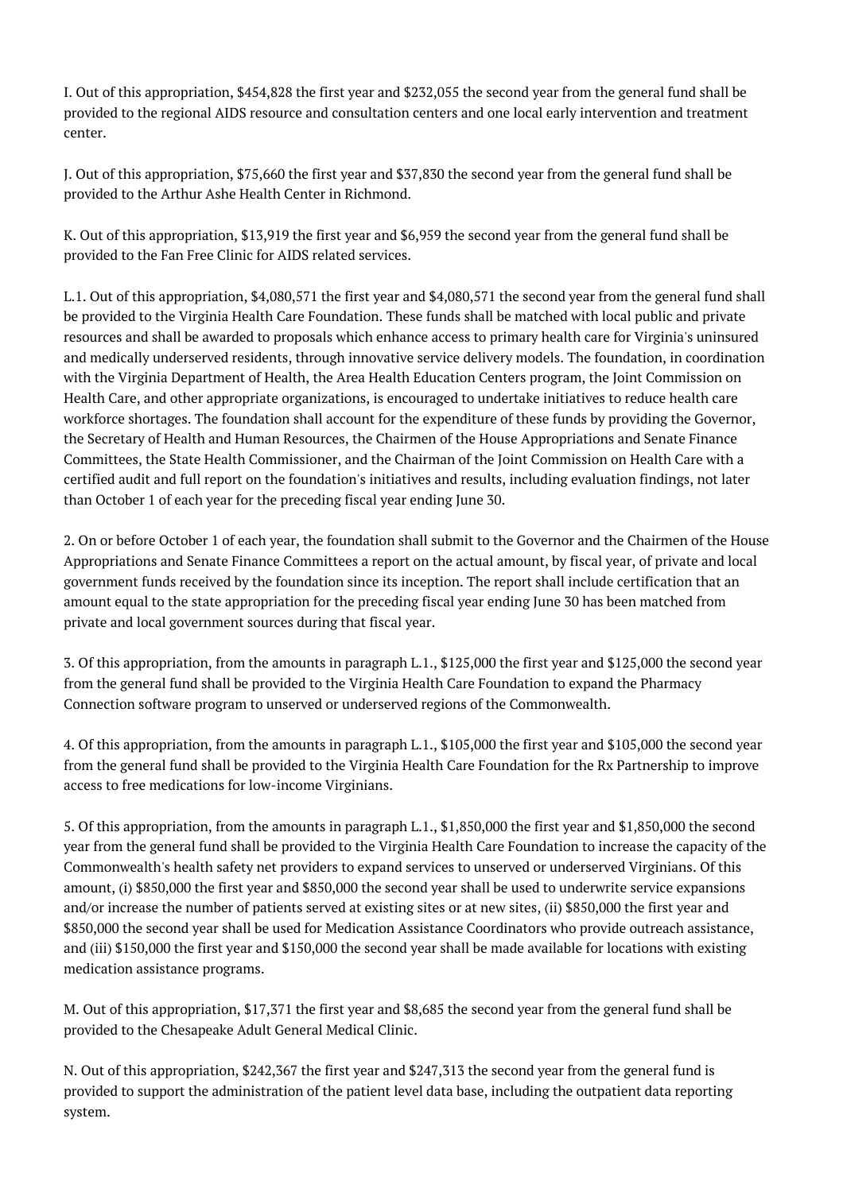I. Out of this appropriation, $454,828 the first year and $232,055 the second year from the general fund shall be provided to the regional AIDS resource and consultation centers and one local early intervention and treatment center.

J. Out of this appropriation, $75,660 the first year and $37,830 the second year from the general fund shall be provided to the Arthur Ashe Health Center in Richmond.

K. Out of this appropriation, $13,919 the first year and $6,959 the second year from the general fund shall be provided to the Fan Free Clinic for AIDS related services.

L.1. Out of this appropriation, $4,080,571 the first year and $4,080,571 the second year from the general fund shall be provided to the Virginia Health Care Foundation. These funds shall be matched with local public and private resources and shall be awarded to proposals which enhance access to primary health care for Virginia's uninsured and medically underserved residents, through innovative service delivery models. The foundation, in coordination with the Virginia Department of Health, the Area Health Education Centers program, the Joint Commission on Health Care, and other appropriate organizations, is encouraged to undertake initiatives to reduce health care workforce shortages. The foundation shall account for the expenditure of these funds by providing the Governor, the Secretary of Health and Human Resources, the Chairmen of the House Appropriations and Senate Finance Committees, the State Health Commissioner, and the Chairman of the Joint Commission on Health Care with a certified audit and full report on the foundation's initiatives and results, including evaluation findings, not later than October 1 of each year for the preceding fiscal year ending June 30.

2. On or before October 1 of each year, the foundation shall submit to the Governor and the Chairmen of the House Appropriations and Senate Finance Committees a report on the actual amount, by fiscal year, of private and local government funds received by the foundation since its inception. The report shall include certification that an amount equal to the state appropriation for the preceding fiscal year ending June 30 has been matched from private and local government sources during that fiscal year.

3. Of this appropriation, from the amounts in paragraph L.1., $125,000 the first year and $125,000 the second year from the general fund shall be provided to the Virginia Health Care Foundation to expand the Pharmacy Connection software program to unserved or underserved regions of the Commonwealth.

4. Of this appropriation, from the amounts in paragraph L.1., $105,000 the first year and $105,000 the second year from the general fund shall be provided to the Virginia Health Care Foundation for the Rx Partnership to improve access to free medications for low-income Virginians.

5. Of this appropriation, from the amounts in paragraph L.1., $1,850,000 the first year and $1,850,000 the second year from the general fund shall be provided to the Virginia Health Care Foundation to increase the capacity of the Commonwealth's health safety net providers to expand services to unserved or underserved Virginians. Of this amount, (i) $850,000 the first year and $850,000 the second year shall be used to underwrite service expansions and/or increase the number of patients served at existing sites or at new sites, (ii) $850,000 the first year and $850,000 the second year shall be used for Medication Assistance Coordinators who provide outreach assistance, and (iii) $150,000 the first year and $150,000 the second year shall be made available for locations with existing medication assistance programs.

M. Out of this appropriation, $17,371 the first year and $8,685 the second year from the general fund shall be provided to the Chesapeake Adult General Medical Clinic.

N. Out of this appropriation, $242,367 the first year and $247,313 the second year from the general fund is provided to support the administration of the patient level data base, including the outpatient data reporting system.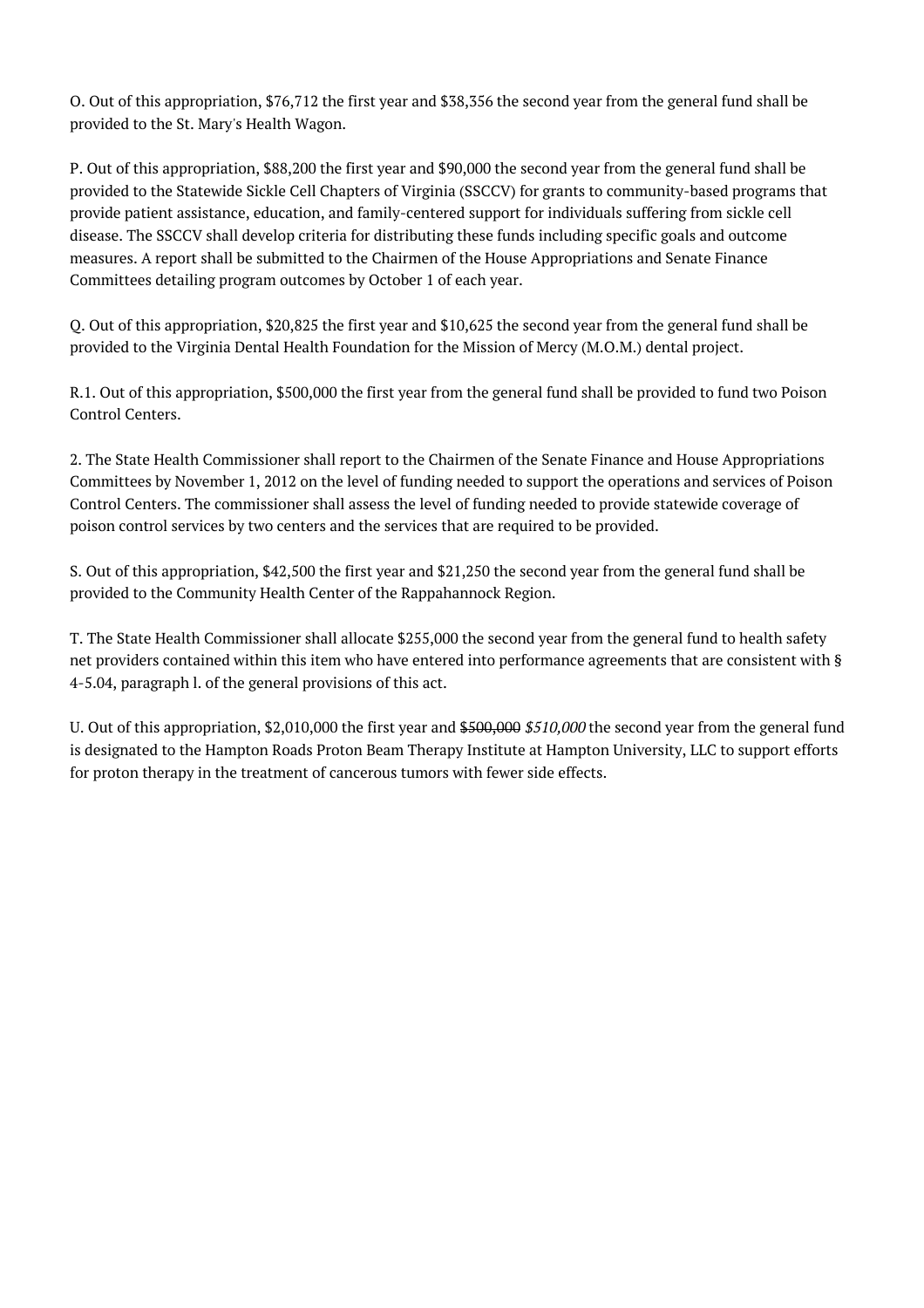O. Out of this appropriation, $76,712 the first year and $38,356 the second year from the general fund shall be provided to the St. Mary's Health Wagon.

P. Out of this appropriation, $88,200 the first year and $90,000 the second year from the general fund shall be provided to the Statewide Sickle Cell Chapters of Virginia (SSCCV) for grants to community-based programs that provide patient assistance, education, and family-centered support for individuals suffering from sickle cell disease. The SSCCV shall develop criteria for distributing these funds including specific goals and outcome measures. A report shall be submitted to the Chairmen of the House Appropriations and Senate Finance Committees detailing program outcomes by October 1 of each year.

Q. Out of this appropriation, $20,825 the first year and $10,625 the second year from the general fund shall be provided to the Virginia Dental Health Foundation for the Mission of Mercy (M.O.M.) dental project.

R.1. Out of this appropriation, $500,000 the first year from the general fund shall be provided to fund two Poison Control Centers.

2. The State Health Commissioner shall report to the Chairmen of the Senate Finance and House Appropriations Committees by November 1, 2012 on the level of funding needed to support the operations and services of Poison Control Centers. The commissioner shall assess the level of funding needed to provide statewide coverage of poison control services by two centers and the services that are required to be provided.

S. Out of this appropriation, $42,500 the first year and $21,250 the second year from the general fund shall be provided to the Community Health Center of the Rappahannock Region.

T. The State Health Commissioner shall allocate $255,000 the second year from the general fund to health safety net providers contained within this item who have entered into performance agreements that are consistent with § 4-5.04, paragraph l. of the general provisions of this act.

U. Out of this appropriation, $2,010,000 the first year and ~~$500,000~~ *$510,000* the second year from the general fund is designated to the Hampton Roads Proton Beam Therapy Institute at Hampton University, LLC to support efforts for proton therapy in the treatment of cancerous tumors with fewer side effects.